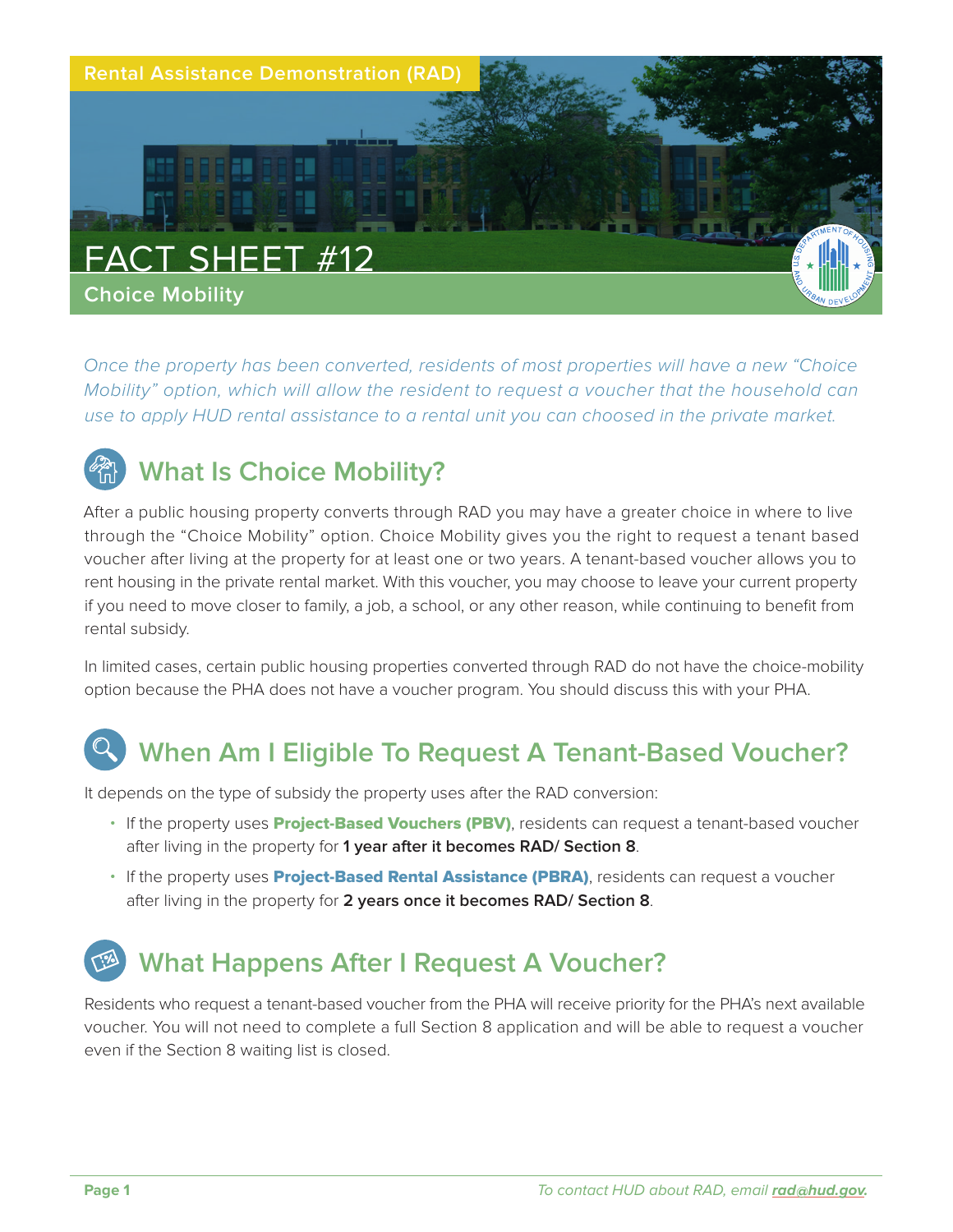Rental Assistance Demonstration (RAD)

# FACT SHEET #12

## Choice Mobility

*Once the property has been converted, residents of most properties will have a new "Choice Mobility" option, which will allow the resident to request a voucher that the household can use to apply HUD rental assistance to a rental unit you can choosed in the private market.*

## What Is Choice Mobility?

After a public housing property converts through RAD you may have a greater choice in where to live through the "Choice Mobility" option. Choice Mobility gives you the right to request a tenant based voucher after living at the property for at least one or two years. A tenant-based voucher allows you to rent housing in the private rental market. With this voucher, you may choose to leave your current property if you need to move closer to family, a job, a school, or any other reason, while continuing to benefit from rental subsidy.

In limited cases, certain public housing properties converted through RAD do not have the choice-mobility option because the PHA does not have a voucher program. You should discuss this with your PHA.

## When Am I Eligible To Request A Tenant-Based Voucher?

It depends on the type of subsidy the property uses after the RAD conversion:

- If the property uses **Project-Based Vouchers (PBV)**, residents can request a tenant-based voucher after living in the property for **1 year after it becomes RAD/ Section 8**.
- If the property uses **Project-Based Rental Assistance (PBRA)**, residents can request a voucher after living in the property for **2 years once it becomes RAD/ Section 8**.

## What Happens After I Request A Voucher?

Residents who request a tenant-based voucher from the PHA will receive priority for the PHA's next available voucher. You will not need to complete a full Section 8 application and will be able to request a voucher even if the Section 8 waiting list is closed.

*To contact HUD about RAD, email **rad@hud.gov**.*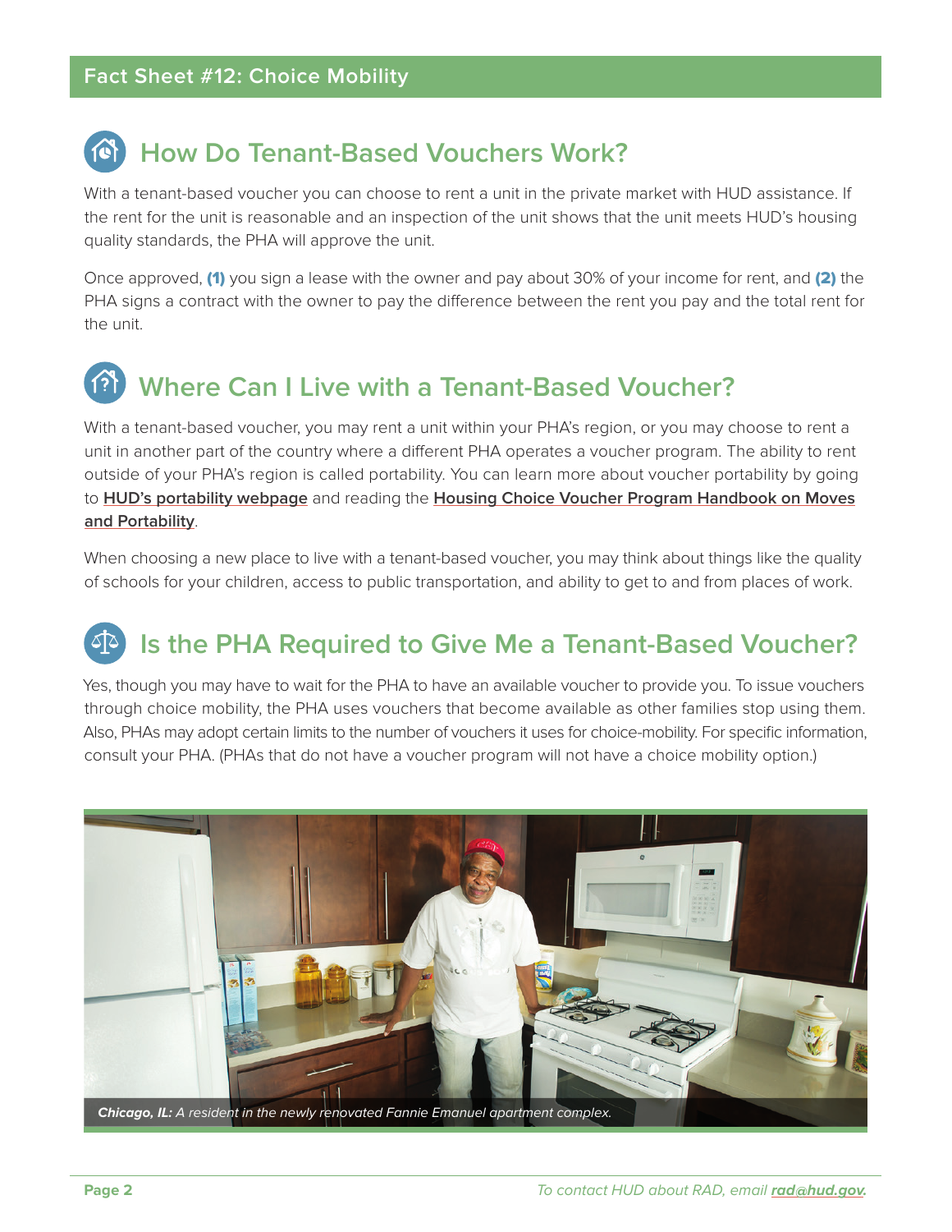## Fact Sheet #12: Choice Mobility

## How Do Tenant-Based Vouchers Work?

With a tenant-based voucher you can choose to rent a unit in the private market with HUD assistance. If the rent for the unit is reasonable and an inspection of the unit shows that the unit meets HUD's housing quality standards, the PHA will approve the unit.

Once approved, **(1)** you sign a lease with the owner and pay about 30% of your income for rent, and **(2)** the PHA signs a contract with the owner to pay the difference between the rent you pay and the total rent for the unit.

## Where Can I Live with a Tenant-Based Voucher?

With a tenant-based voucher, you may rent a unit within your PHA's region, or you may choose to rent a unit in another part of the country where a different PHA operates a voucher program. The ability to rent outside of your PHA's region is called portability. You can learn more about voucher portability by going to **HUD's portability webpage** and reading the **Housing Choice Voucher Program Handbook on Moves and Portability**.

When choosing a new place to live with a tenant-based voucher, you may think about things like the quality of schools for your children, access to public transportation, and ability to get to and from places of work.

## Is the PHA Required to Give Me a Tenant-Based Voucher?

Yes, though you may have to wait for the PHA to have an available voucher to provide you. To issue vouchers through choice mobility, the PHA uses vouchers that become available as other families stop using them. Also, PHAs may adopt certain limits to the number of vouchers it uses for choice-mobility. For specific information, consult your PHA. (PHAs that do not have a voucher program will not have a choice mobility option.)

***Chicago, IL:*** *A resident in the newly renovated Fannie Emanuel apartment complex.*

*To contact HUD about RAD, email* ***rad@hud.gov.***